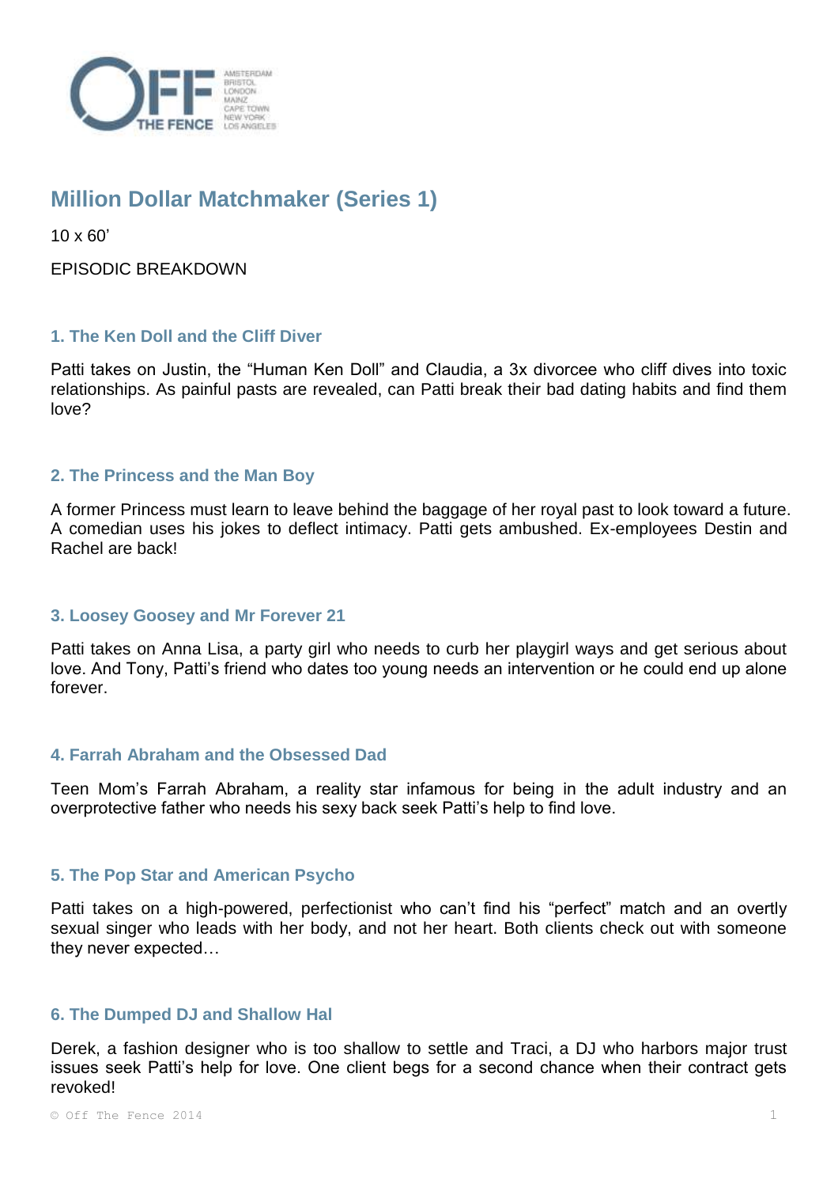# Million Dollar Matchmaker (Series 1)

10 x 60’

EPISODIC BREAKDOWN

### 1. The Ken Doll and the Cliff Diver

Patti takes on Justin, the “Human Ken Doll” and Claudia, a 3x divorcee who cliff dives into toxic relationships. As painful pasts are revealed, can Patti break their bad dating habits and find them love?

### 2. The Princess and the Man Boy

A former Princess must learn to leave behind the baggage of her royal past to look toward a future. A comedian uses his jokes to deflect intimacy. Patti gets ambushed. Ex-employees Destin and Rachel are back!

### 3. Loosey Goosey and Mr Forever 21

Patti takes on Anna Lisa, a party girl who needs to curb her playgirl ways and get serious about love. And Tony, Patti’s friend who dates too young needs an intervention or he could end up alone forever.

### 4. Farrah Abraham and the Obsessed Dad

Teen Mom’s Farrah Abraham, a reality star infamous for being in the adult industry and an overprotective father who needs his sexy back seek Patti’s help to find love.

### 5. The Pop Star and American Psycho

Patti takes on a high-powered, perfectionist who can’t find his “perfect” match and an overtly sexual singer who leads with her body, and not her heart. Both clients check out with someone they never expected…

### 6. The Dumped DJ and Shallow Hal

Derek, a fashion designer who is too shallow to settle and Traci, a DJ who harbors major trust issues seek Patti’s help for love. One client begs for a second chance when their contract gets revoked!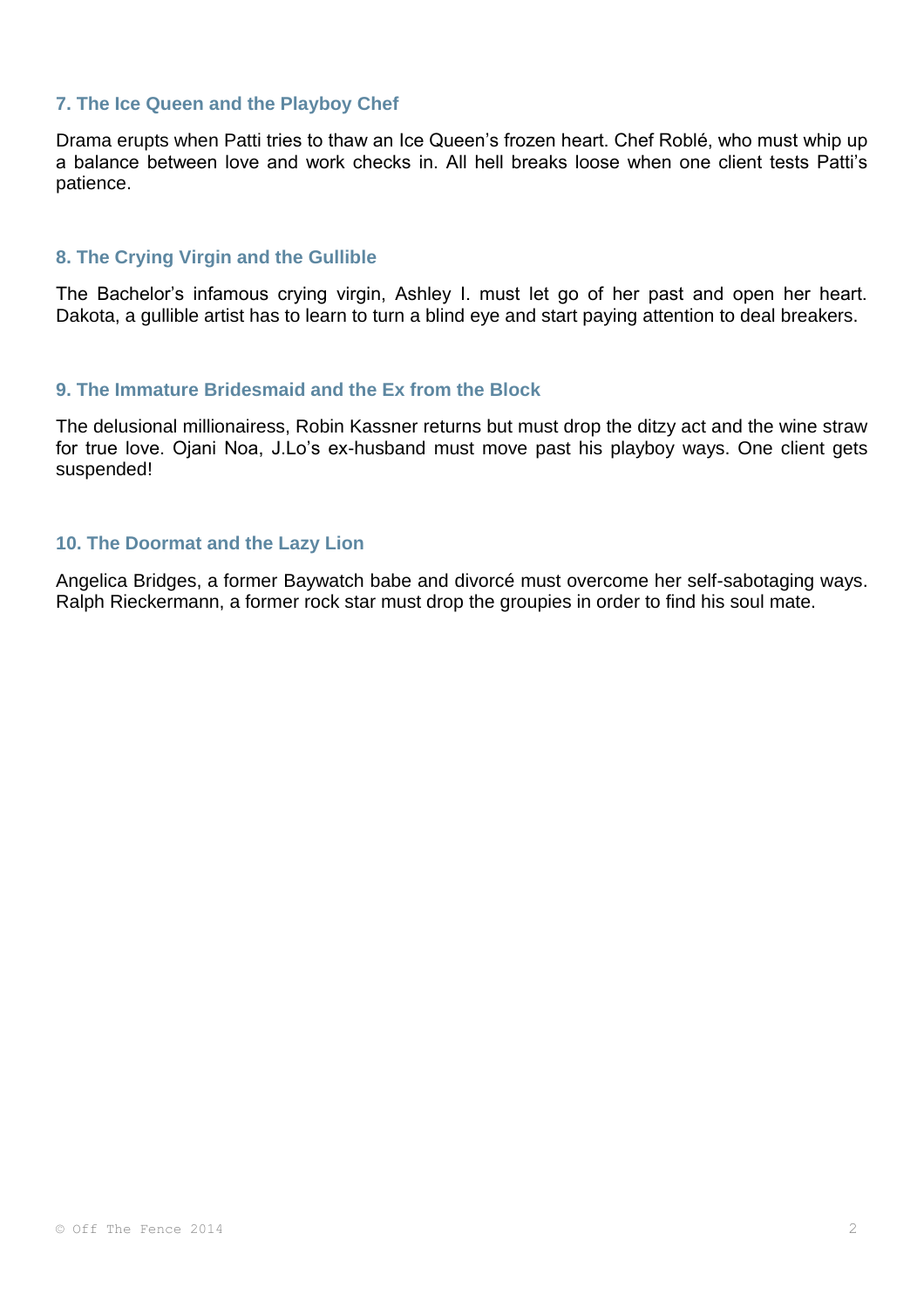### 7. The Ice Queen and the Playboy Chef

Drama erupts when Patti tries to thaw an Ice Queen's frozen heart. Chef Roblé, who must whip up a balance between love and work checks in. All hell breaks loose when one client tests Patti's patience.

### 8. The Crying Virgin and the Gullible

The Bachelor's infamous crying virgin, Ashley I. must let go of her past and open her heart. Dakota, a gullible artist has to learn to turn a blind eye and start paying attention to deal breakers.

### 9. The Immature Bridesmaid and the Ex from the Block

The delusional millionairess, Robin Kassner returns but must drop the ditzy act and the wine straw for true love. Ojani Noa, J.Lo's ex-husband must move past his playboy ways. One client gets suspended!

### 10. The Doormat and the Lazy Lion

Angelica Bridges, a former Baywatch babe and divorcé must overcome her self-sabotaging ways. Ralph Rieckermann, a former rock star must drop the groupies in order to find his soul mate.